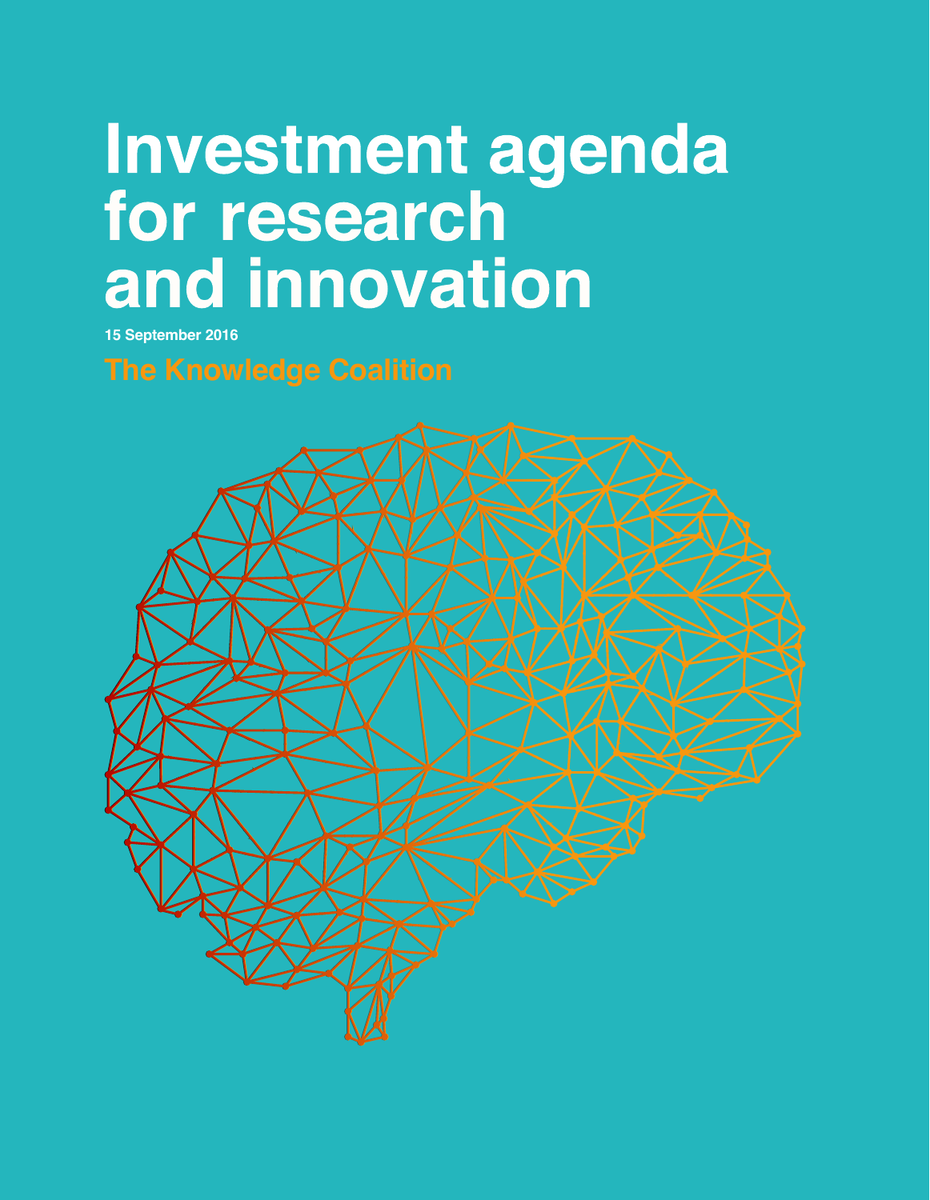# Investment agenda for research and innovation

**15 September 2016**

**The Knowledge Coalition**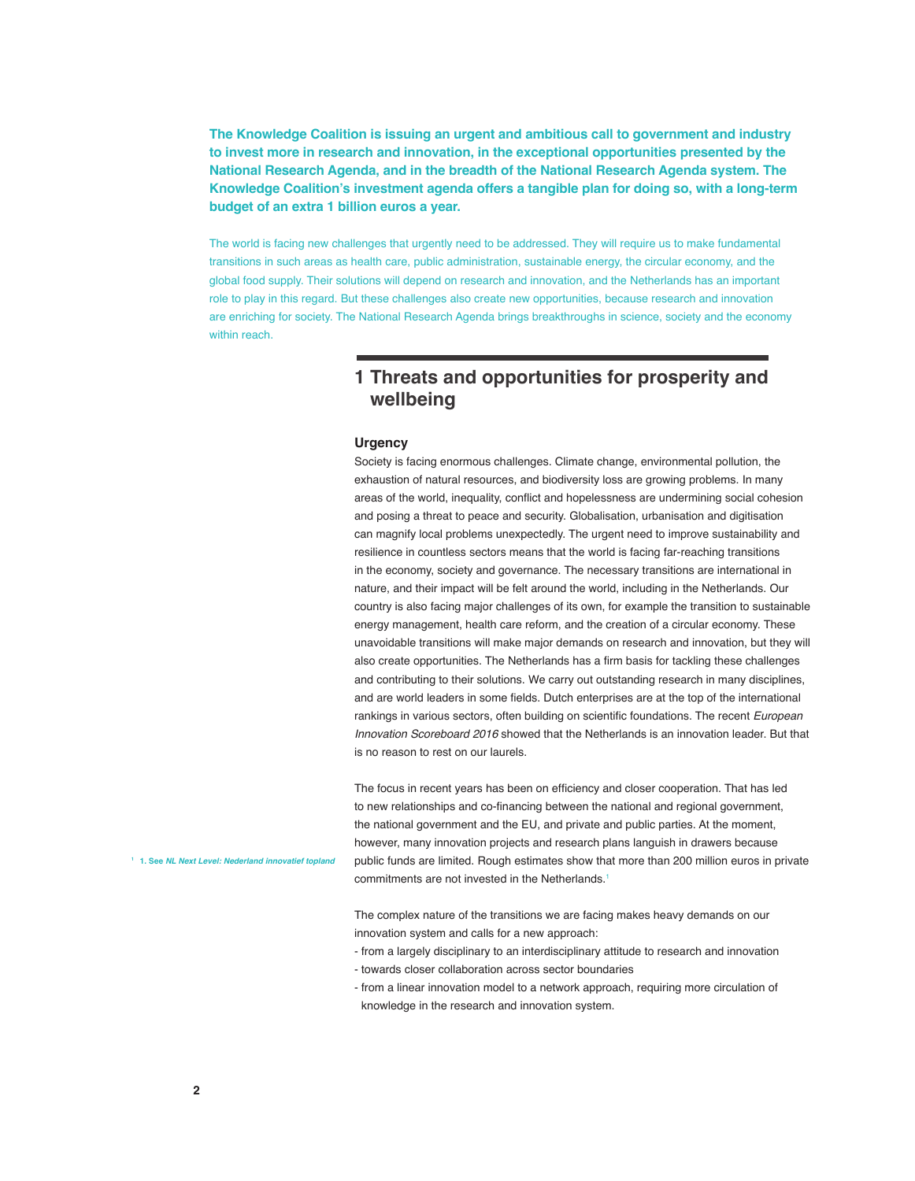**The Knowledge Coalition is issuing an urgent and ambitious call to government and industry to invest more in research and innovation, in the exceptional opportunities presented by the National Research Agenda, and in the breadth of the National Research Agenda system. The Knowledge Coalition's investment agenda offers a tangible plan for doing so, with a long-term budget of an extra 1 billion euros a year.**

The world is facing new challenges that urgently need to be addressed. They will require us to make fundamental transitions in such areas as health care, public administration, sustainable energy, the circular economy, and the global food supply. Their solutions will depend on research and innovation, and the Netherlands has an important role to play in this regard. But these challenges also create new opportunities, because research and innovation are enriching for society. The National Research Agenda brings breakthroughs in science, society and the economy within reach.

## 1 Threats and opportunities for prosperity and wellbeing

### Urgency

Society is facing enormous challenges. Climate change, environmental pollution, the exhaustion of natural resources, and biodiversity loss are growing problems. In many areas of the world, inequality, conflict and hopelessness are undermining social cohesion and posing a threat to peace and security. Globalisation, urbanisation and digitisation can magnify local problems unexpectedly. The urgent need to improve sustainability and resilience in countless sectors means that the world is facing far-reaching transitions in the economy, society and governance. The necessary transitions are international in nature, and their impact will be felt around the world, including in the Netherlands. Our country is also facing major challenges of its own, for example the transition to sustainable energy management, health care reform, and the creation of a circular economy. These unavoidable transitions will make major demands on research and innovation, but they will also create opportunities. The Netherlands has a firm basis for tackling these challenges and contributing to their solutions. We carry out outstanding research in many disciplines, and are world leaders in some fields. Dutch enterprises are at the top of the international rankings in various sectors, often building on scientific foundations. The recent *European Innovation Scoreboard 2016* showed that the Netherlands is an innovation leader. But that is no reason to rest on our laurels.

The focus in recent years has been on efficiency and closer cooperation. That has led to new relationships and co-financing between the national and regional government, the national government and the EU, and private and public parties. At the moment, however, many innovation projects and research plans languish in drawers because public funds are limited. Rough estimates show that more than 200 million euros in private commitments are not invested in the Netherlands.[1]

The complex nature of the transitions we are facing makes heavy demands on our innovation system and calls for a new approach:

- from a largely disciplinary to an interdisciplinary attitude to research and innovation
- towards closer collaboration across sector boundaries
- from a linear innovation model to a network approach, requiring more circulation of knowledge in the research and innovation system.

[1] 1. See *NL Next Level: Nederland innovatief topland*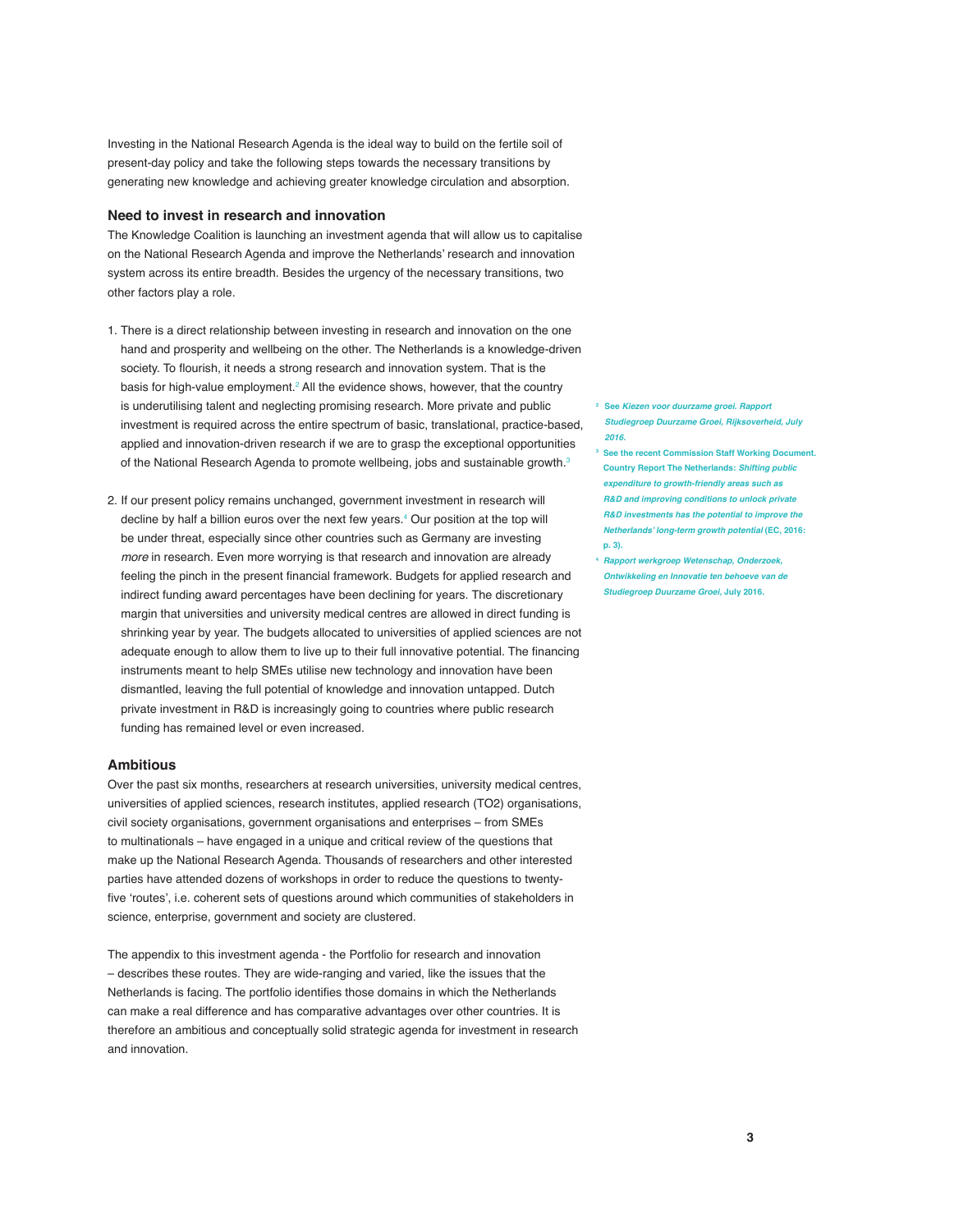Investing in the National Research Agenda is the ideal way to build on the fertile soil of present-day policy and take the following steps towards the necessary transitions by generating new knowledge and achieving greater knowledge circulation and absorption.

### Need to invest in research and innovation

The Knowledge Coalition is launching an investment agenda that will allow us to capitalise on the National Research Agenda and improve the Netherlands' research and innovation system across its entire breadth. Besides the urgency of the necessary transitions, two other factors play a role.

1. There is a direct relationship between investing in research and innovation on the one hand and prosperity and wellbeing on the other. The Netherlands is a knowledge-driven society. To flourish, it needs a strong research and innovation system. That is the basis for high-value employment.[2] All the evidence shows, however, that the country is underutilising talent and neglecting promising research. More private and public investment is required across the entire spectrum of basic, translational, practice-based, applied and innovation-driven research if we are to grasp the exceptional opportunities of the National Research Agenda to promote wellbeing, jobs and sustainable growth.[3]

2. If our present policy remains unchanged, government investment in research will decline by half a billion euros over the next few years.[4] Our position at the top will be under threat, especially since other countries such as Germany are investing *more* in research. Even more worrying is that research and innovation are already feeling the pinch in the present financial framework. Budgets for applied research and indirect funding award percentages have been declining for years. The discretionary margin that universities and university medical centres are allowed in direct funding is shrinking year by year. The budgets allocated to universities of applied sciences are not adequate enough to allow them to live up to their full innovative potential. The financing instruments meant to help SMEs utilise new technology and innovation have been dismantled, leaving the full potential of knowledge and innovation untapped. Dutch private investment in R&D is increasingly going to countries where public research funding has remained level or even increased.

### Ambitious

Over the past six months, researchers at research universities, university medical centres, universities of applied sciences, research institutes, applied research (TO2) organisations, civil society organisations, government organisations and enterprises – from SMEs to multinationals – have engaged in a unique and critical review of the questions that make up the National Research Agenda. Thousands of researchers and other interested parties have attended dozens of workshops in order to reduce the questions to twenty-five 'routes', i.e. coherent sets of questions around which communities of stakeholders in science, enterprise, government and society are clustered.

The appendix to this investment agenda - the Portfolio for research and innovation – describes these routes. They are wide-ranging and varied, like the issues that the Netherlands is facing. The portfolio identifies those domains in which the Netherlands can make a real difference and has comparative advantages over other countries. It is therefore an ambitious and conceptually solid strategic agenda for investment in research and innovation.

---

[2] See *Kiezen voor duurzame groei. Rapport Studiegroep Duurzame Groei, Rijksoverheid, July 2016.*

[3] See the recent Commission Staff Working Document. Country Report The Netherlands: *Shifting public expenditure to growth-friendly areas such as R&D and improving conditions to unlock private R&D investments has the potential to improve the Netherlands' long-term growth potential* (EC, 2016: p. 3).

[4] *Rapport werkgroep Wetenschap, Onderzoek, Ontwikkeling en Innovatie ten behoeve van de Studiegroep Duurzame Groei*, July 2016.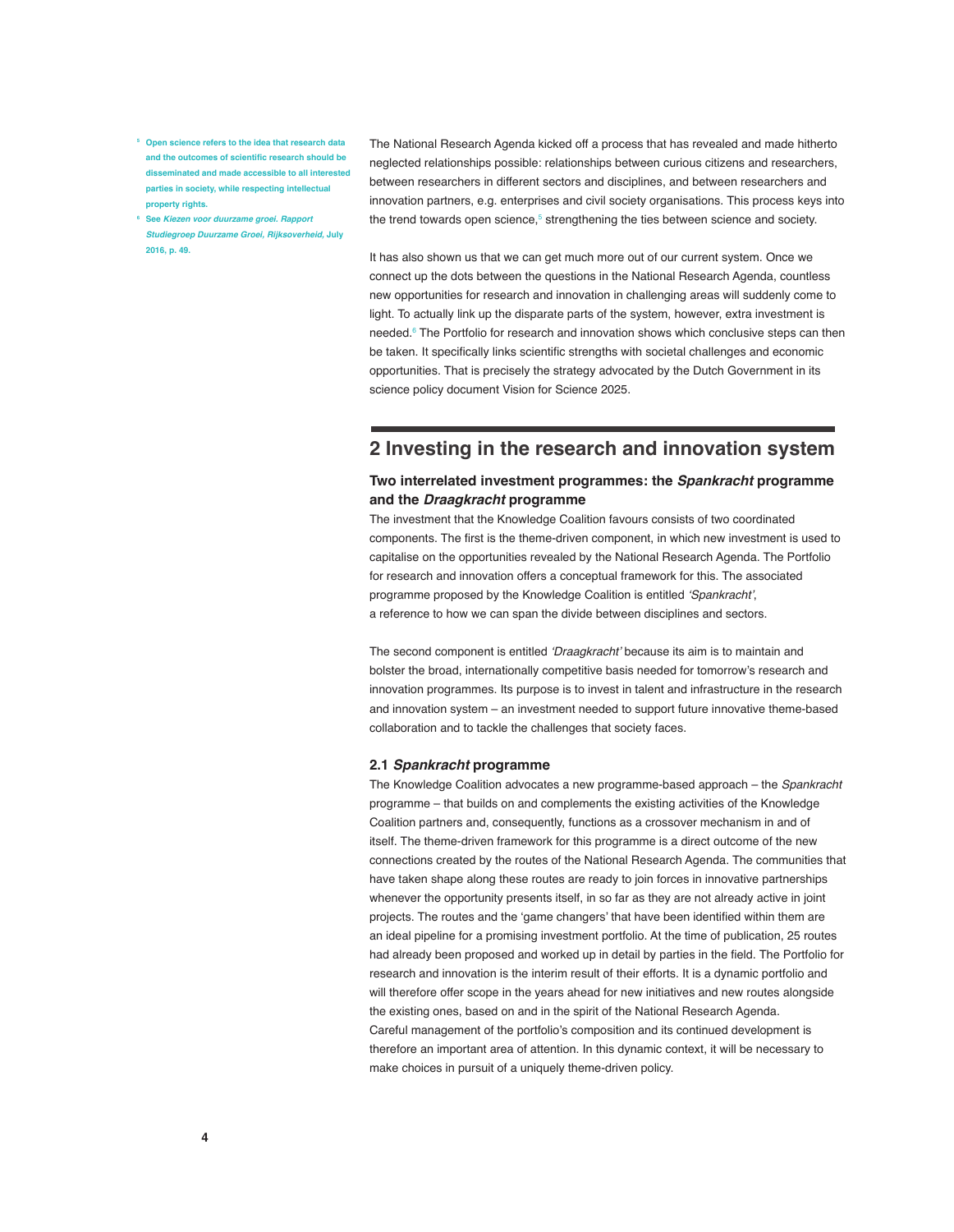The National Research Agenda kicked off a process that has revealed and made hitherto neglected relationships possible: relationships between curious citizens and researchers, between researchers in different sectors and disciplines, and between researchers and innovation partners, e.g. enterprises and civil society organisations. This process keys into the trend towards open science,[5] strengthening the ties between science and society.

It has also shown us that we can get much more out of our current system. Once we connect up the dots between the questions in the National Research Agenda, countless new opportunities for research and innovation in challenging areas will suddenly come to light. To actually link up the disparate parts of the system, however, extra investment is needed.[6] The Portfolio for research and innovation shows which conclusive steps can then be taken. It specifically links scientific strengths with societal challenges and economic opportunities. That is precisely the strategy advocated by the Dutch Government in its science policy document Vision for Science 2025.

[5] **Open science refers to the idea that research data and the outcomes of scientific research should be disseminated and made accessible to all interested parties in society, while respecting intellectual property rights.**

[6] **See *Kiezen voor duurzame groei. Rapport Studiegroep Duurzame Groei, Rijksoverheid,* July 2016, p. 49.**

## 2 Investing in the research and innovation system

### Two interrelated investment programmes: the *Spankracht* programme and the *Draagkracht* programme

The investment that the Knowledge Coalition favours consists of two coordinated components. The first is the theme-driven component, in which new investment is used to capitalise on the opportunities revealed by the National Research Agenda. The Portfolio for research and innovation offers a conceptual framework for this. The associated programme proposed by the Knowledge Coalition is entitled *'Spankracht'*, a reference to how we can span the divide between disciplines and sectors.

The second component is entitled *'Draagkracht'* because its aim is to maintain and bolster the broad, internationally competitive basis needed for tomorrow's research and innovation programmes. Its purpose is to invest in talent and infrastructure in the research and innovation system – an investment needed to support future innovative theme-based collaboration and to tackle the challenges that society faces.

### 2.1 *Spankracht* programme

The Knowledge Coalition advocates a new programme-based approach – the *Spankracht* programme – that builds on and complements the existing activities of the Knowledge Coalition partners and, consequently, functions as a crossover mechanism in and of itself. The theme-driven framework for this programme is a direct outcome of the new connections created by the routes of the National Research Agenda. The communities that have taken shape along these routes are ready to join forces in innovative partnerships whenever the opportunity presents itself, in so far as they are not already active in joint projects. The routes and the 'game changers' that have been identified within them are an ideal pipeline for a promising investment portfolio. At the time of publication, 25 routes had already been proposed and worked up in detail by parties in the field. The Portfolio for research and innovation is the interim result of their efforts. It is a dynamic portfolio and will therefore offer scope in the years ahead for new initiatives and new routes alongside the existing ones, based on and in the spirit of the National Research Agenda.
Careful management of the portfolio's composition and its continued development is therefore an important area of attention. In this dynamic context, it will be necessary to make choices in pursuit of a uniquely theme-driven policy.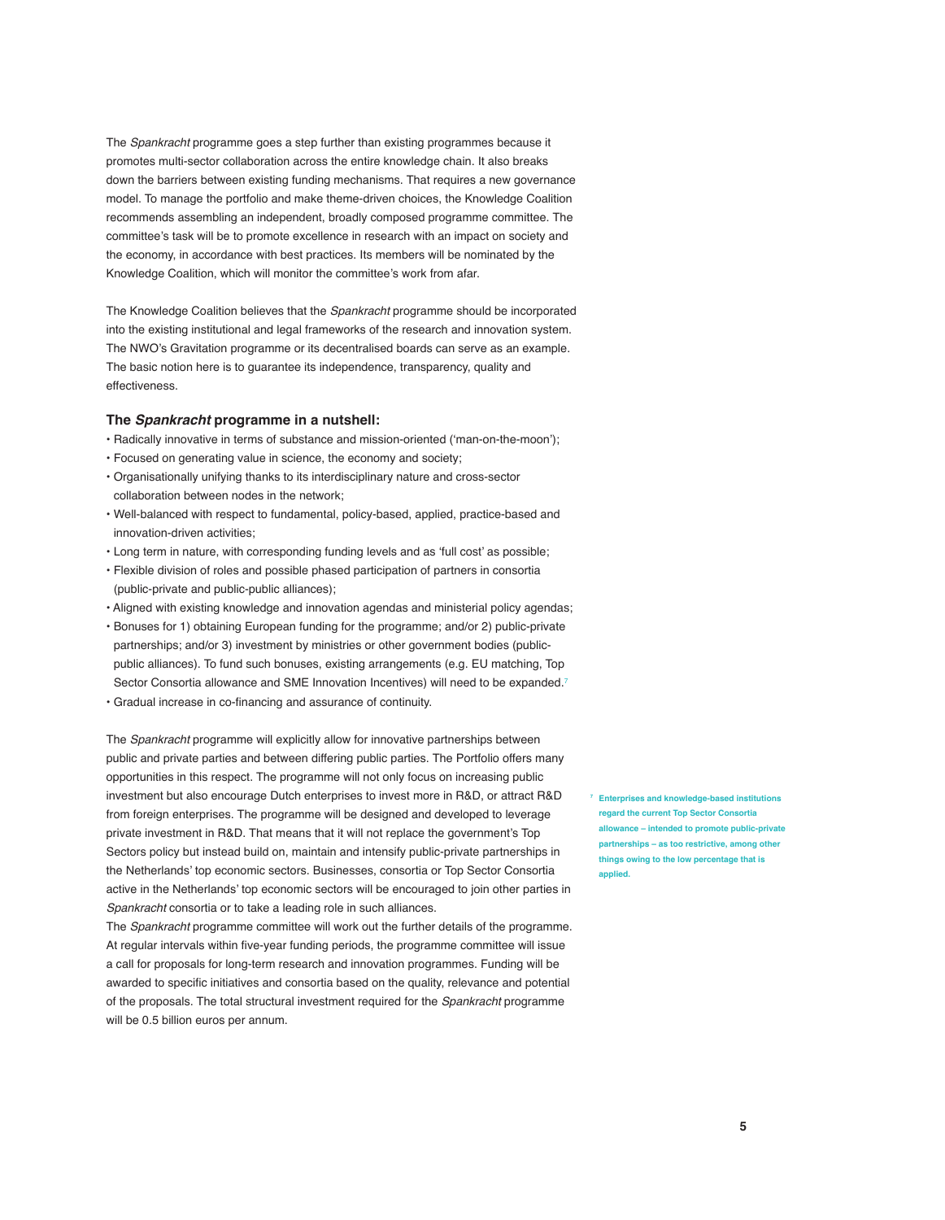The *Spankracht* programme goes a step further than existing programmes because it promotes multi-sector collaboration across the entire knowledge chain. It also breaks down the barriers between existing funding mechanisms. That requires a new governance model. To manage the portfolio and make theme-driven choices, the Knowledge Coalition recommends assembling an independent, broadly composed programme committee. The committee's task will be to promote excellence in research with an impact on society and the economy, in accordance with best practices. Its members will be nominated by the Knowledge Coalition, which will monitor the committee's work from afar.

The Knowledge Coalition believes that the *Spankracht* programme should be incorporated into the existing institutional and legal frameworks of the research and innovation system. The NWO's Gravitation programme or its decentralised boards can serve as an example. The basic notion here is to guarantee its independence, transparency, quality and effectiveness.

### The *Spankracht* programme in a nutshell:

- Radically innovative in terms of substance and mission-oriented ('man-on-the-moon');
- Focused on generating value in science, the economy and society;
- Organisationally unifying thanks to its interdisciplinary nature and cross-sector collaboration between nodes in the network;
- Well-balanced with respect to fundamental, policy-based, applied, practice-based and innovation-driven activities;
- Long term in nature, with corresponding funding levels and as 'full cost' as possible;
- Flexible division of roles and possible phased participation of partners in consortia (public-private and public-public alliances);
- Aligned with existing knowledge and innovation agendas and ministerial policy agendas;
- Bonuses for 1) obtaining European funding for the programme; and/or 2) public-private partnerships; and/or 3) investment by ministries or other government bodies (public-public alliances). To fund such bonuses, existing arrangements (e.g. EU matching, Top Sector Consortia allowance and SME Innovation Incentives) will need to be expanded.[7]
- Gradual increase in co-financing and assurance of continuity.

The *Spankracht* programme will explicitly allow for innovative partnerships between public and private parties and between differing public parties. The Portfolio offers many opportunities in this respect. The programme will not only focus on increasing public investment but also encourage Dutch enterprises to invest more in R&D, or attract R&D from foreign enterprises. The programme will be designed and developed to leverage private investment in R&D. That means that it will not replace the government's Top Sectors policy but instead build on, maintain and intensify public-private partnerships in the Netherlands' top economic sectors. Businesses, consortia or Top Sector Consortia active in the Netherlands' top economic sectors will be encouraged to join other parties in *Spankracht* consortia or to take a leading role in such alliances.

The *Spankracht* programme committee will work out the further details of the programme. At regular intervals within five-year funding periods, the programme committee will issue a call for proposals for long-term research and innovation programmes. Funding will be awarded to specific initiatives and consortia based on the quality, relevance and potential of the proposals. The total structural investment required for the *Spankracht* programme will be 0.5 billion euros per annum.

[7] Enterprises and knowledge-based institutions regard the current Top Sector Consortia allowance – intended to promote public-private partnerships – as too restrictive, among other things owing to the low percentage that is applied.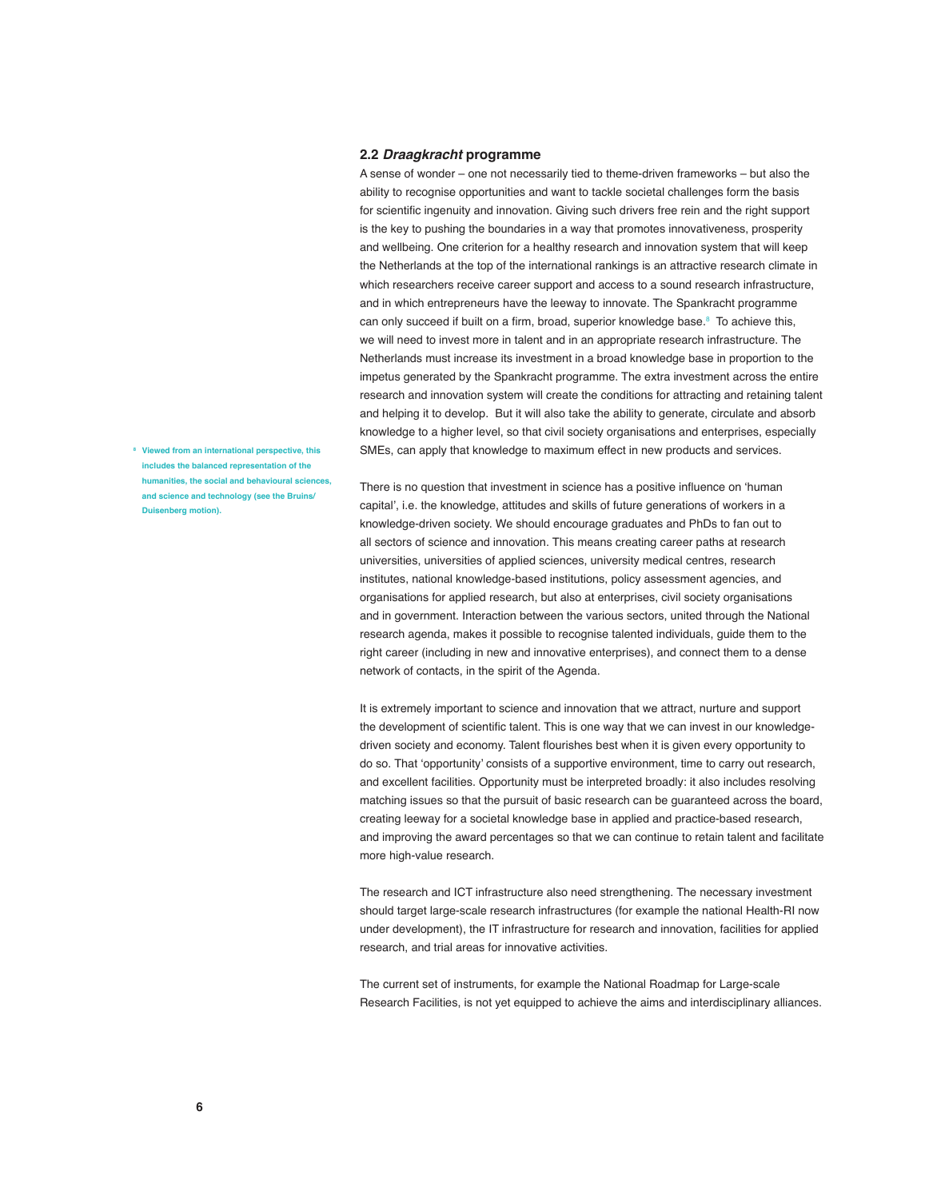## 2.2 *Draagkracht* programme

A sense of wonder – one not necessarily tied to theme-driven frameworks – but also the ability to recognise opportunities and want to tackle societal challenges form the basis for scientific ingenuity and innovation. Giving such drivers free rein and the right support is the key to pushing the boundaries in a way that promotes innovativeness, prosperity and wellbeing. One criterion for a healthy research and innovation system that will keep the Netherlands at the top of the international rankings is an attractive research climate in which researchers receive career support and access to a sound research infrastructure, and in which entrepreneurs have the leeway to innovate. The Spankracht programme can only succeed if built on a firm, broad, superior knowledge base.[8] To achieve this, we will need to invest more in talent and in an appropriate research infrastructure. The Netherlands must increase its investment in a broad knowledge base in proportion to the impetus generated by the Spankracht programme. The extra investment across the entire research and innovation system will create the conditions for attracting and retaining talent and helping it to develop. But it will also take the ability to generate, circulate and absorb knowledge to a higher level, so that civil society organisations and enterprises, especially SMEs, can apply that knowledge to maximum effect in new products and services.

[8] Viewed from an international perspective, this includes the balanced representation of the humanities, the social and behavioural sciences, and science and technology (see the Bruins/Duisenberg motion).

There is no question that investment in science has a positive influence on 'human capital', i.e. the knowledge, attitudes and skills of future generations of workers in a knowledge-driven society. We should encourage graduates and PhDs to fan out to all sectors of science and innovation. This means creating career paths at research universities, universities of applied sciences, university medical centres, research institutes, national knowledge-based institutions, policy assessment agencies, and organisations for applied research, but also at enterprises, civil society organisations and in government. Interaction between the various sectors, united through the National research agenda, makes it possible to recognise talented individuals, guide them to the right career (including in new and innovative enterprises), and connect them to a dense network of contacts, in the spirit of the Agenda.

It is extremely important to science and innovation that we attract, nurture and support the development of scientific talent. This is one way that we can invest in our knowledge-driven society and economy. Talent flourishes best when it is given every opportunity to do so. That 'opportunity' consists of a supportive environment, time to carry out research, and excellent facilities. Opportunity must be interpreted broadly: it also includes resolving matching issues so that the pursuit of basic research can be guaranteed across the board, creating leeway for a societal knowledge base in applied and practice-based research, and improving the award percentages so that we can continue to retain talent and facilitate more high-value research.

The research and ICT infrastructure also need strengthening. The necessary investment should target large-scale research infrastructures (for example the national Health-RI now under development), the IT infrastructure for research and innovation, facilities for applied research, and trial areas for innovative activities.

The current set of instruments, for example the National Roadmap for Large-scale Research Facilities, is not yet equipped to achieve the aims and interdisciplinary alliances.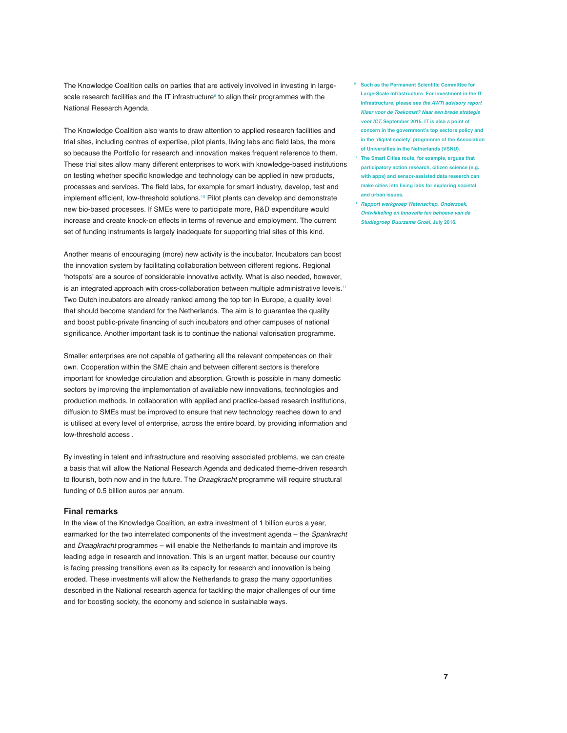The Knowledge Coalition calls on parties that are actively involved in investing in large-scale research facilities and the IT infrastructure[9] to align their programmes with the National Research Agenda.

The Knowledge Coalition also wants to draw attention to applied research facilities and trial sites, including centres of expertise, pilot plants, living labs and field labs, the more so because the Portfolio for research and innovation makes frequent reference to them. These trial sites allow many different enterprises to work with knowledge-based institutions on testing whether specific knowledge and technology can be applied in new products, processes and services. The field labs, for example for smart industry, develop, test and implement efficient, low-threshold solutions.[10] Pilot plants can develop and demonstrate new bio-based processes. If SMEs were to participate more, R&D expenditure would increase and create knock-on effects in terms of revenue and employment. The current set of funding instruments is largely inadequate for supporting trial sites of this kind.

Another means of encouraging (more) new activity is the incubator. Incubators can boost the innovation system by facilitating collaboration between different regions. Regional 'hotspots' are a source of considerable innovative activity. What is also needed, however, is an integrated approach with cross-collaboration between multiple administrative levels.[11] Two Dutch incubators are already ranked among the top ten in Europe, a quality level that should become standard for the Netherlands. The aim is to guarantee the quality and boost public-private financing of such incubators and other campuses of national significance. Another important task is to continue the national valorisation programme.

Smaller enterprises are not capable of gathering all the relevant competences on their own. Cooperation within the SME chain and between different sectors is therefore important for knowledge circulation and absorption. Growth is possible in many domestic sectors by improving the implementation of available new innovations, technologies and production methods. In collaboration with applied and practice-based research institutions, diffusion to SMEs must be improved to ensure that new technology reaches down to and is utilised at every level of enterprise, across the entire board, by providing information and low-threshold access .

By investing in talent and infrastructure and resolving associated problems, we can create a basis that will allow the National Research Agenda and dedicated theme-driven research to flourish, both now and in the future. The *Draagkracht* programme will require structural funding of 0.5 billion euros per annum.

## Final remarks

In the view of the Knowledge Coalition, an extra investment of 1 billion euros a year, earmarked for the two interrelated components of the investment agenda – the *Spankracht* and *Draagkracht* programmes – will enable the Netherlands to maintain and improve its leading edge in research and innovation. This is an urgent matter, because our country is facing pressing transitions even as its capacity for research and innovation is being eroded. These investments will allow the Netherlands to grasp the many opportunities described in the National research agenda for tackling the major challenges of our time and for boosting society, the economy and science in sustainable ways.

---

[9] Such as the Permanent Scientific Committee for Large-Scale Infrastructure. For investment in the IT infrastructure, please see *the AWTI advisory report Klaar voor de Toekomst? Naar een brede strategie voor ICT,* September 2015. IT is also a point of concern in the government's top sectors policy and in the 'digital society' programme of the Association of Universities in the Netherlands (VSNU).

[10] The Smart Cities route, for example, argues that participatory action research, citizen science (e.g. with apps) and sensor-assisted data research can make cities into living labs for exploring societal and urban issues.

[11] *Rapport werkgroep Wetenschap, Onderzoek, Ontwikkeling en Innovatie ten behoeve van de Studiegroep Duurzame Groei,* July 2016.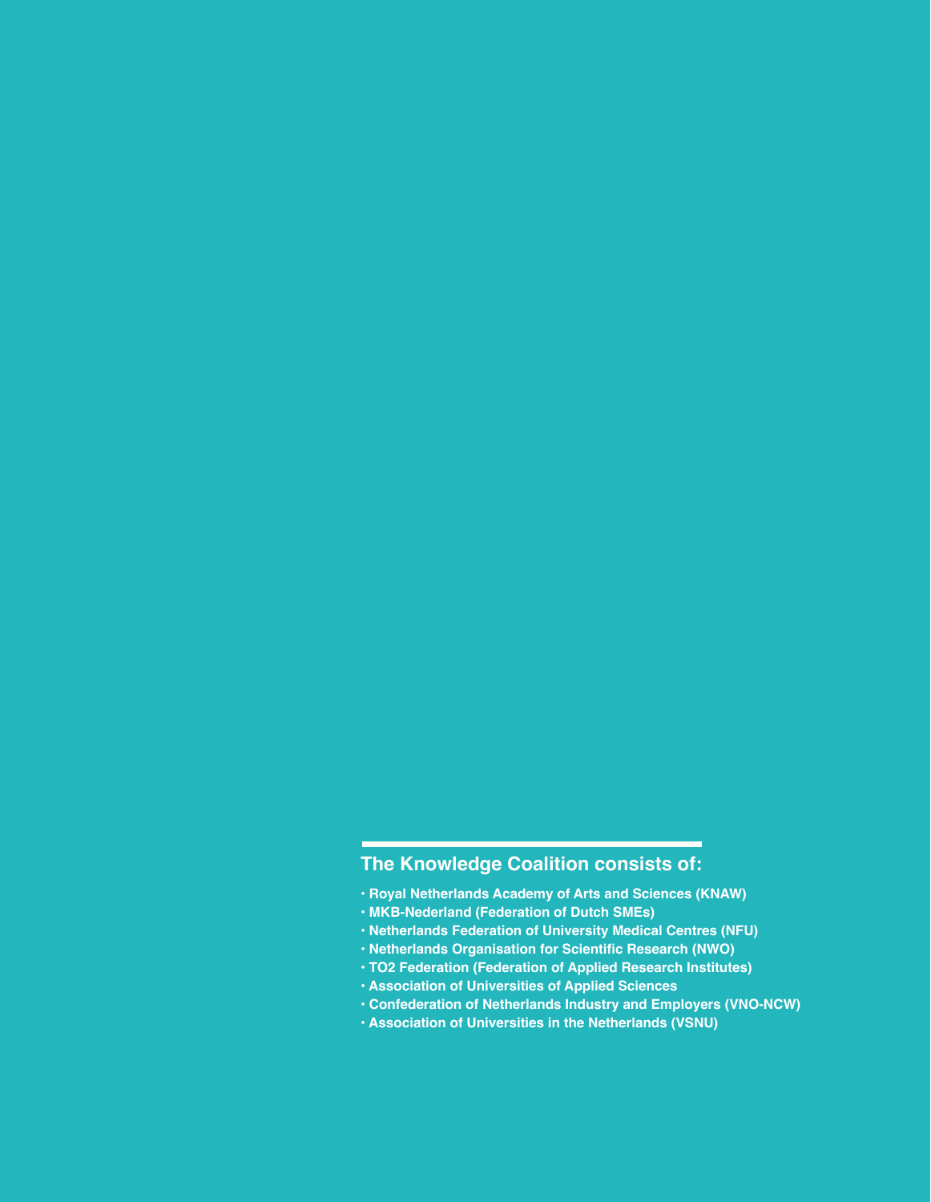## The Knowledge Coalition consists of:

- Royal Netherlands Academy of Arts and Sciences (KNAW)
- MKB-Nederland (Federation of Dutch SMEs)
- Netherlands Federation of University Medical Centres (NFU)
- Netherlands Organisation for Scientific Research (NWO)
- TO2 Federation (Federation of Applied Research Institutes)
- Association of Universities of Applied Sciences
- Confederation of Netherlands Industry and Employers (VNO-NCW)
- Association of Universities in the Netherlands (VSNU)